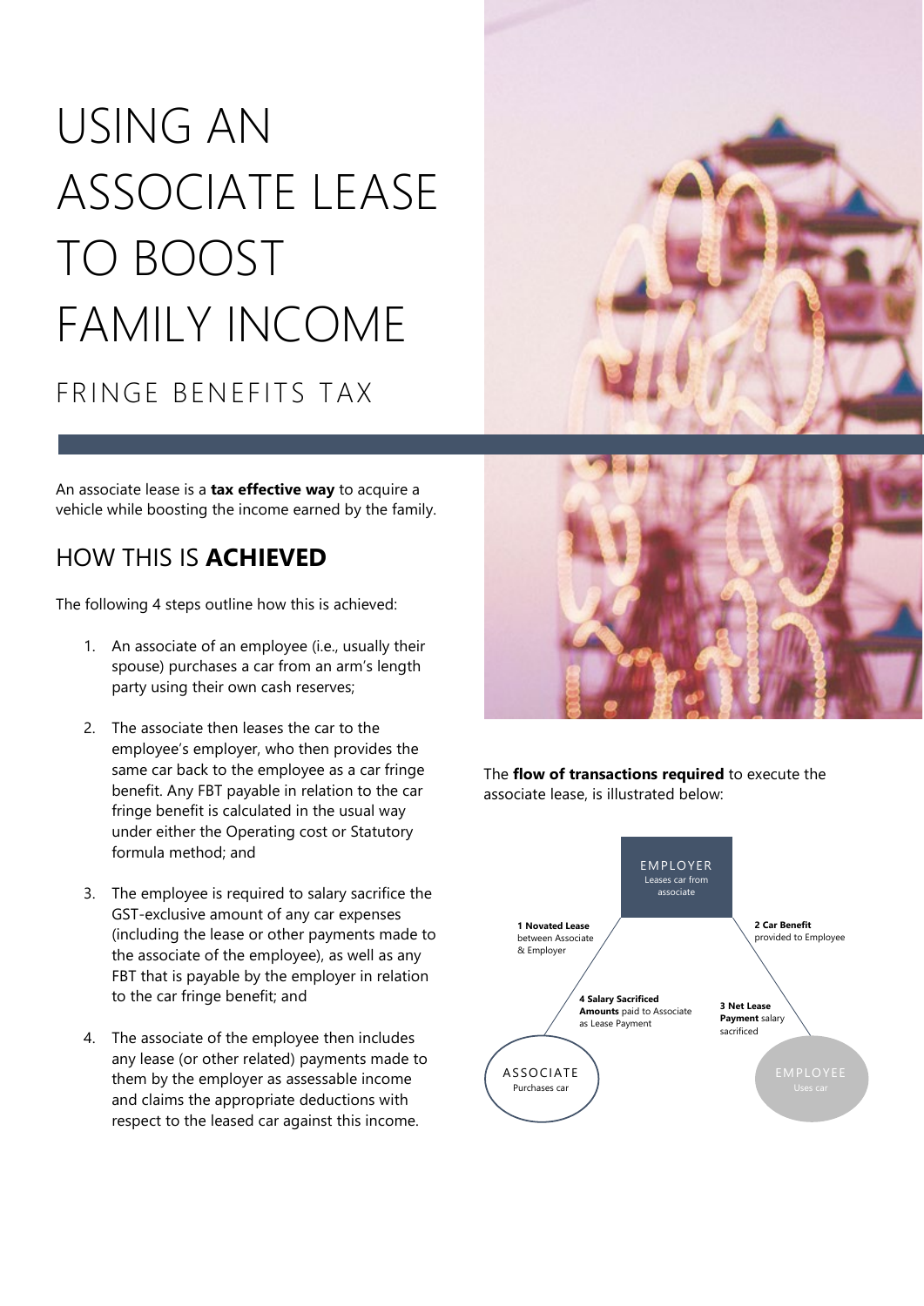# USING AN ASSOCIATE LEASE TO BOOST FAMILY INCOME

## FRINGE BENEFITS TAX

An associate lease is a **tax effective way** to acquire a vehicle while boosting the income earned by the family.

## HOW THIS IS **ACHIEVED**

The following 4 steps outline how this is achieved:

1. An associate of an employee (i.e., usually their spouse) purchases a car from an arm's length party using their own cash reserves;

2. The associate then leases the car to the employee's employer, who then provides the same car back to the employee as a car fringe benefit. Any FBT payable in relation to the car fringe benefit is calculated in the usual way under either the Operating cost or Statutory formula method; and

3. The employee is required to salary sacrifice the GST-exclusive amount of any car expenses (including the lease or other payments made to the associate of the employee), as well as any FBT that is payable by the employer in relation to the car fringe benefit; and

4. The associate of the employee then includes any lease (or other related) payments made to them by the employer as assessable income and claims the appropriate deductions with respect to the leased car against this income.

The **flow of transactions required** to execute the associate lease, is illustrated below:

EMPLOYER
Leases car from associate

**1 Novated Lease** between Associate & Employer

**2 Car Benefit** provided to Employee

**4 Salary Sacrificed Amounts** paid to Associate as Lease Payment

**3 Net Lease Payment** salary sacrificed

ASSOCIATE
Purchases car

EMPLOYEE
Uses car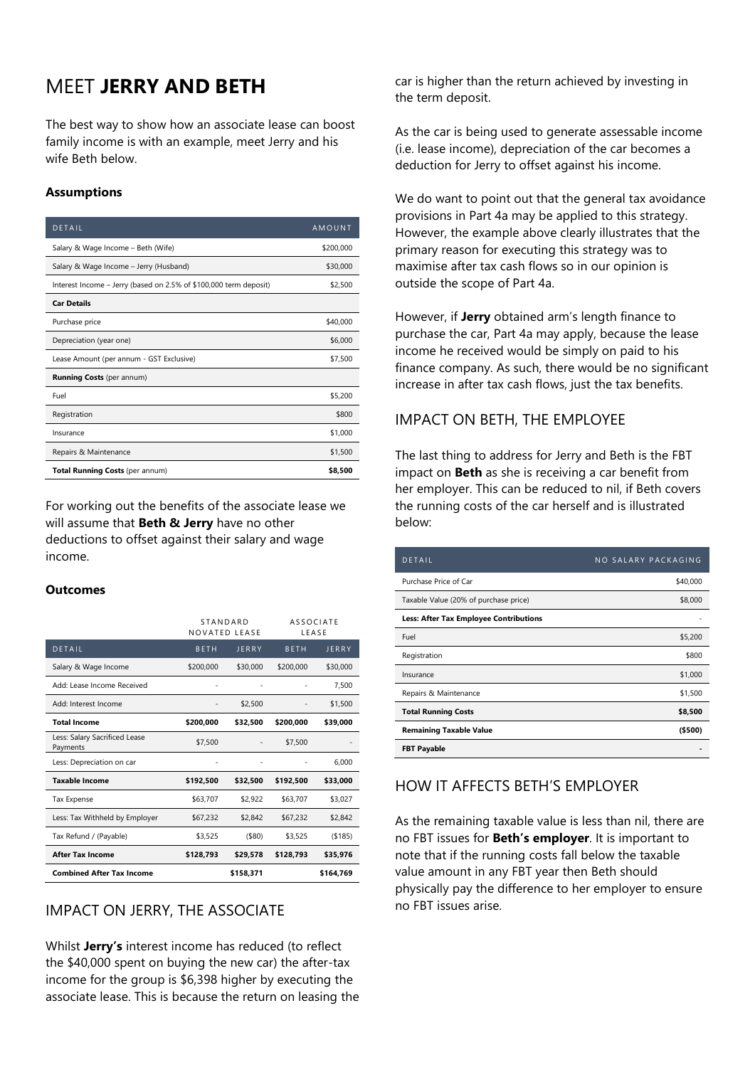# MEET **JERRY AND BETH**

The best way to show how an associate lease can boost family income is with an example, meet Jerry and his wife Beth below.

#### Assumptions

| DETAIL | AMOUNT |
|---|---|
| Salary & Wage Income – Beth (Wife) | $200,000 |
| Salary & Wage Income – Jerry (Husband) | $30,000 |
| Interest Income – Jerry (based on 2.5% of $100,000 term deposit) | $2,500 |
| **Car Details** | |
| Purchase price | $40,000 |
| Depreciation (year one) | $6,000 |
| Lease Amount (per annum - GST Exclusive) | $7,500 |
| **Running Costs** (per annum) | |
| Fuel | $5,200 |
| Registration | $800 |
| Insurance | $1,000 |
| Repairs & Maintenance | $1,500 |
| **Total Running Costs** (per annum) | **$8,500** |

For working out the benefits of the associate lease we will assume that **Beth & Jerry** have no other deductions to offset against their salary and wage income.

#### Outcomes

| | STANDARD NOVATED LEASE | | ASSOCIATE LEASE | |
|---|---|---|---|---|
| DETAIL | BETH | JERRY | BETH | JERRY |
| Salary & Wage Income | $200,000 | $30,000 | $200,000 | $30,000 |
| Add: Lease Income Received | - | - | - | 7,500 |
| Add: Interest Income | - | $2,500 | - | $1,500 |
| **Total Income** | **$200,000** | **$32,500** | **$200,000** | **$39,000** |
| Less: Salary Sacrificed Lease Payments | $7,500 | - | $7,500 | - |
| Less: Depreciation on car | - | - | - | 6,000 |
| **Taxable Income** | **$192,500** | **$32,500** | **$192,500** | **$33,000** |
| Tax Expense | $63,707 | $2,922 | $63,707 | $3,027 |
| Less: Tax Withheld by Employer | $67,232 | $2,842 | $67,232 | $2,842 |
| Tax Refund / (Payable) | $3,525 | ($80) | $3,525 | ($185) |
| **After Tax Income** | **$128,793** | **$29,578** | **$128,793** | **$35,976** |
| **Combined After Tax Income** | | **$158,371** | | **$164,769** |

## IMPACT ON JERRY, THE ASSOCIATE

Whilst **Jerry's** interest income has reduced (to reflect the $40,000 spent on buying the new car) the after-tax income for the group is $6,398 higher by executing the associate lease. This is because the return on leasing the car is higher than the return achieved by investing in the term deposit.

As the car is being used to generate assessable income (i.e. lease income), depreciation of the car becomes a deduction for Jerry to offset against his income.

We do want to point out that the general tax avoidance provisions in Part 4a may be applied to this strategy. However, the example above clearly illustrates that the primary reason for executing this strategy was to maximise after tax cash flows so in our opinion is outside the scope of Part 4a.

However, if **Jerry** obtained arm's length finance to purchase the car, Part 4a may apply, because the lease income he received would be simply on paid to his finance company. As such, there would be no significant increase in after tax cash flows, just the tax benefits.

## IMPACT ON BETH, THE EMPLOYEE

The last thing to address for Jerry and Beth is the FBT impact on **Beth** as she is receiving a car benefit from her employer. This can be reduced to nil, if Beth covers the running costs of the car herself and is illustrated below:

| DETAIL | NO SALARY PACKAGING |
|---|---|
| Purchase Price of Car | $40,000 |
| Taxable Value (20% of purchase price) | $8,000 |
| **Less: After Tax Employee Contributions** | - |
| Fuel | $5,200 |
| Registration | $800 |
| Insurance | $1,000 |
| Repairs & Maintenance | $1,500 |
| **Total Running Costs** | **$8,500** |
| **Remaining Taxable Value** | **($500)** |
| **FBT Payable** | **-** |

## HOW IT AFFECTS BETH'S EMPLOYER

As the remaining taxable value is less than nil, there are no FBT issues for **Beth's employer**. It is important to note that if the running costs fall below the taxable value amount in any FBT year then Beth should physically pay the difference to her employer to ensure no FBT issues arise.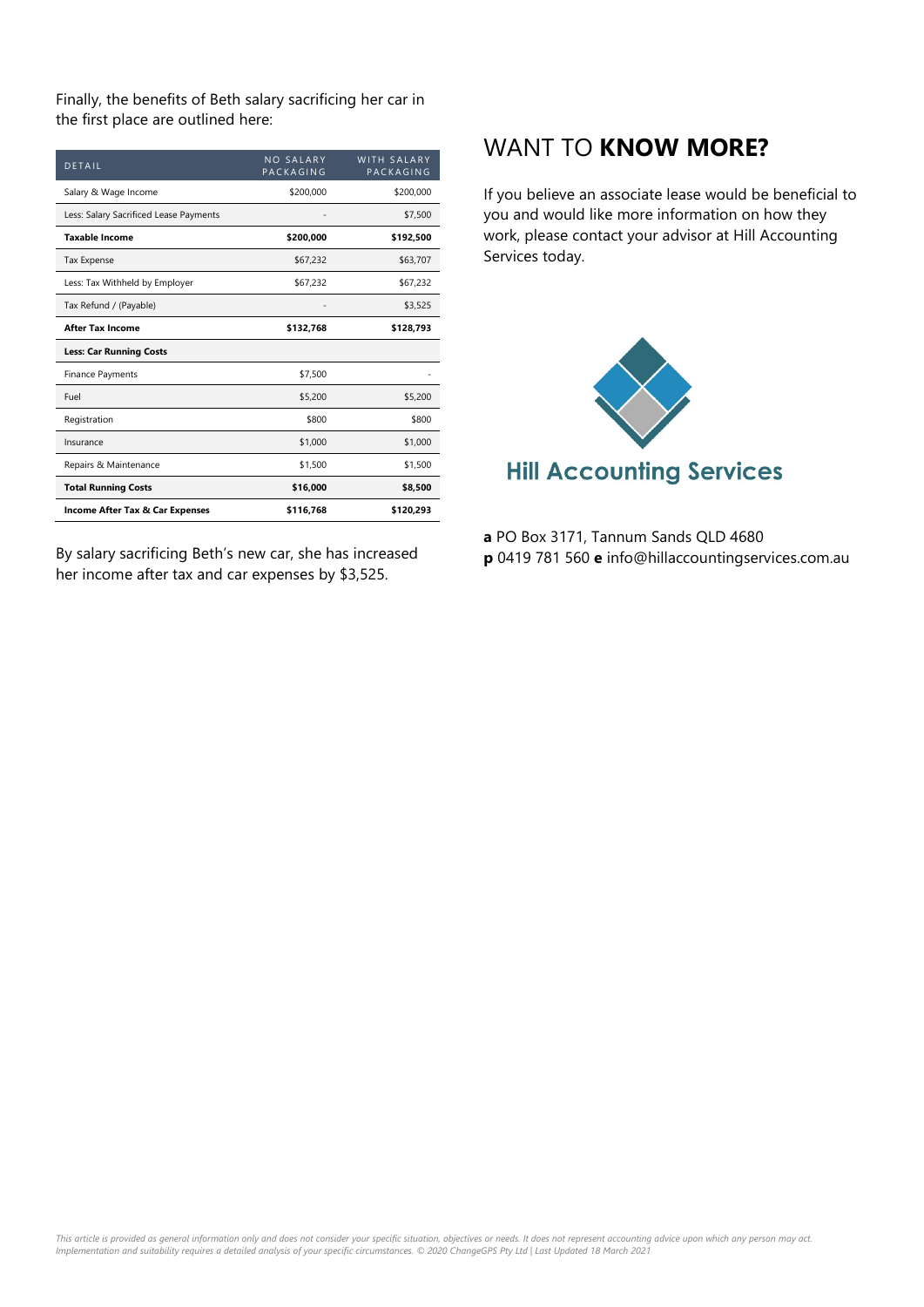Finally, the benefits of Beth salary sacrificing her car in the first place are outlined here:

| DETAIL | NO SALARY PACKAGING | WITH SALARY PACKAGING |
|---|---|---|
| Salary & Wage Income | $200,000 | $200,000 |
| Less: Salary Sacrificed Lease Payments | - | $7,500 |
| **Taxable Income** | **$200,000** | **$192,500** |
| Tax Expense | $67,232 | $63,707 |
| Less: Tax Withheld by Employer | $67,232 | $67,232 |
| Tax Refund / (Payable) | - | $3,525 |
| **After Tax Income** | **$132,768** | **$128,793** |
| **Less: Car Running Costs** | | |
| Finance Payments | $7,500 | - |
| Fuel | $5,200 | $5,200 |
| Registration | $800 | $800 |
| Insurance | $1,000 | $1,000 |
| Repairs & Maintenance | $1,500 | $1,500 |
| **Total Running Costs** | **$16,000** | **$8,500** |
| **Income After Tax & Car Expenses** | **$116,768** | **$120,293** |

By salary sacrificing Beth's new car, she has increased her income after tax and car expenses by $3,525.

## WANT TO **KNOW MORE?**

If you believe an associate lease would be beneficial to you and would like more information on how they work, please contact your advisor at Hill Accounting Services today.

Hill Accounting Services

**a** PO Box 3171, Tannum Sands QLD 4680
**p** 0419 781 560 **e** info@hillaccountingservices.com.au

*This article is provided as general information only and does not consider your specific situation, objectives or needs. It does not represent accounting advice upon which any person may act. Implementation and suitability requires a detailed analysis of your specific circumstances. © 2020 ChangeGPS Pty Ltd | Last Updated 18 March 2021*